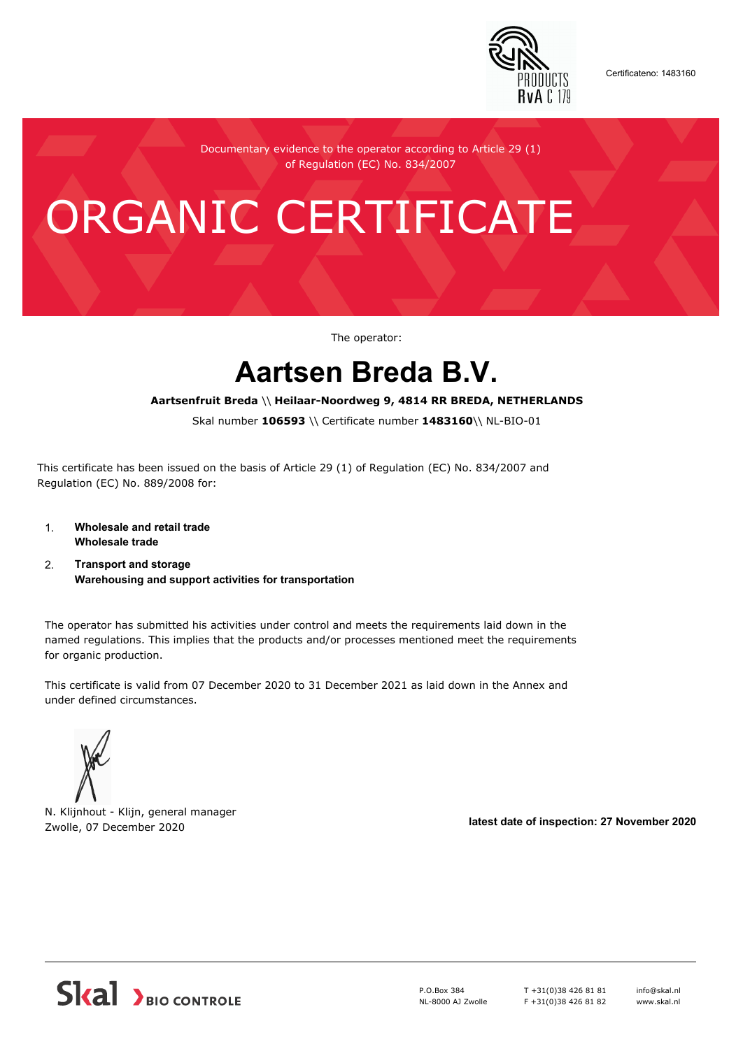Certificateno: 1483160

Documentary evidence to the operator according to Article 29 (1) of Regulation (EC) No. 834/2007

# ORGANIC CERTIFICATE

The operator:

## Aartsen Breda B.V.

**Aartsenfruit Breda** \\ **Heilaar-Noordweg 9, 4814 RR BREDA, NETHERLANDS**

Skal number **106593** \\ Certificate number **1483160**\\ NL-BIO-01

This certificate has been issued on the basis of Article 29 (1) of Regulation (EC) No. 834/2007 and Regulation (EC) No. 889/2008 for:

1. **Wholesale and retail trade**
   **Wholesale trade**
2. **Transport and storage**
   **Warehousing and support activities for transportation**

The operator has submitted his activities under control and meets the requirements laid down in the named regulations. This implies that the products and/or processes mentioned meet the requirements for organic production.

This certificate is valid from 07 December 2020 to 31 December 2021 as laid down in the Annex and under defined circumstances.

N. Klijnhout - Klijn, general manager
Zwolle, 07 December 2020

**latest date of inspection: 27 November 2020**

Skal BIO CONTROLE

P.O.Box 384
NL-8000 AJ Zwolle

T +31(0)38 426 81 81
F +31(0)38 426 81 82

info@skal.nl
www.skal.nl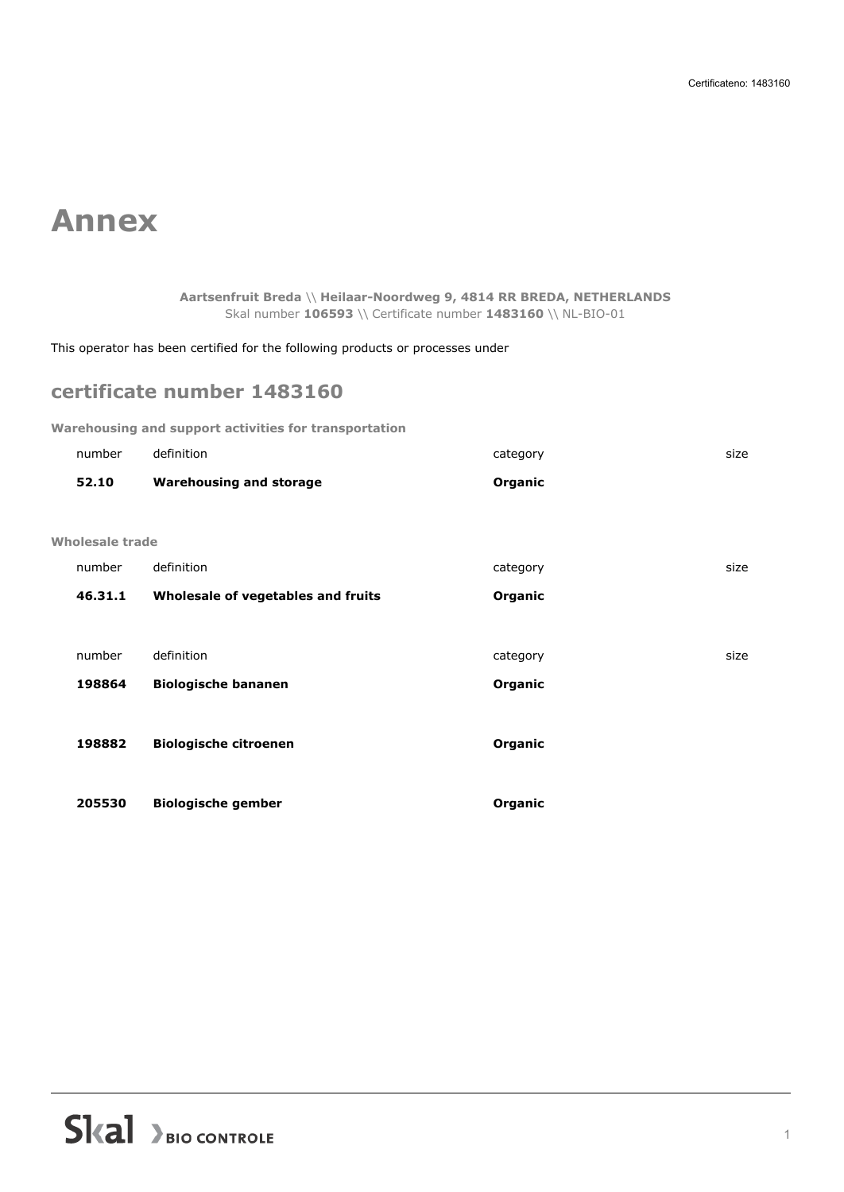# Annex

**Aartsenfruit Breda** \\ **Heilaar-Noordweg 9, 4814 RR BREDA, NETHERLANDS**
Skal number **106593** \\ Certificate number **1483160** \\ NL-BIO-01

This operator has been certified for the following products or processes under

## certificate number 1483160

### Warehousing and support activities for transportation

| number | definition | category | size |
|---|---|---|---|
| **52.10** | **Warehousing and storage** | **Organic** | |

### Wholesale trade

| number | definition | category | size |
|---|---|---|---|
| **46.31.1** | **Wholesale of vegetables and fruits** | **Organic** | |

| number | definition | category | size |
|---|---|---|---|
| **198864** | **Biologische bananen** | **Organic** | |
| **198882** | **Biologische citroenen** | **Organic** | |
| **205530** | **Biologische gember** | **Organic** | |